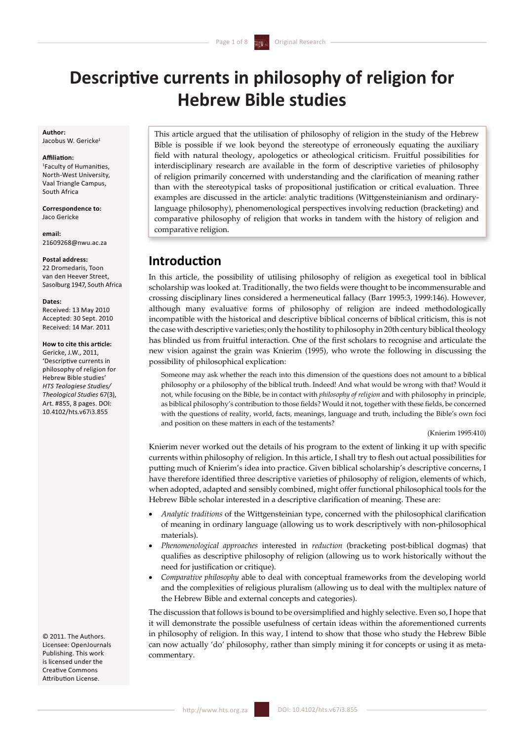# Descriptive currents in philosophy of religion for Hebrew Bible studies

**Author:**
Jacobus W. Gericke[1]

**Affiliation:**
[1]Faculty of Humanities, North-West University, Vaal Triangle Campus, South Africa

**Correspondence to:**
Jaco Gericke

**email:**
21609268@nwu.ac.za

**Postal address:**
22 Dromedaris, Toon van den Heever Street, Sasolburg 1947, South Africa

**Dates:**
Received: 13 May 2010
Accepted: 30 Sept. 2010
Received: 14 Mar. 2011

**How to cite this article:**
Gericke, J.W., 2011, 'Descriptive currents in philosophy of religion for Hebrew Bible studies' *HTS Teologiese Studies/ Theological Studies* 67(3), Art. #855, 8 pages. DOI: 10.4102/hts.v67i3.855

© 2011. The Authors. Licensee: OpenJournals Publishing. This work is licensed under the Creative Commons Attribution License.

This article argued that the utilisation of philosophy of religion in the study of the Hebrew Bible is possible if we look beyond the stereotype of erroneously equating the auxiliary field with natural theology, apologetics or atheological criticism. Fruitful possibilities for interdisciplinary research are available in the form of descriptive varieties of philosophy of religion primarily concerned with understanding and the clarification of meaning rather than with the stereotypical tasks of propositional justification or critical evaluation. Three examples are discussed in the article: analytic traditions (Wittgensteinianism and ordinary-language philosophy), phenomenological perspectives involving reduction (bracketing) and comparative philosophy of religion that works in tandem with the history of religion and comparative religion.

## Introduction

In this article, the possibility of utilising philosophy of religion as exegetical tool in biblical scholarship was looked at. Traditionally, the two fields were thought to be incommensurable and crossing disciplinary lines considered a hermeneutical fallacy (Barr 1995:3, 1999:146). However, although many evaluative forms of philosophy of religion are indeed methodologically incompatible with the historical and descriptive biblical concerns of biblical criticism, this is not the case with descriptive varieties; only the hostility to philosophy in 20th century biblical theology has blinded us from fruitful interaction. One of the first scholars to recognise and articulate the new vision against the grain was Knierim (1995), who wrote the following in discussing the possibility of philosophical explication:

> Someone may ask whether the reach into this dimension of the questions does not amount to a biblical philosophy or a philosophy of the biblical truth. Indeed! And what would be wrong with that? Would it not, while focusing on the Bible, be in contact with *philosophy of religion* and with philosophy in principle, as biblical philosophy's contribution to those fields? Would it not, together with these fields, be concerned with the questions of reality, world, facts, meanings, language and truth, including the Bible's own foci and position on these matters in each of the testaments?
>
> (Knierim 1995:410)

Knierim never worked out the details of his program to the extent of linking it up with specific currents within philosophy of religion. In this article, I shall try to flesh out actual possibilities for putting much of Knierim's idea into practice. Given biblical scholarship's descriptive concerns, I have therefore identified three descriptive varieties of philosophy of religion, elements of which, when adopted, adapted and sensibly combined, might offer functional philosophical tools for the Hebrew Bible scholar interested in a descriptive clarification of meaning. These are:

- *Analytic traditions* of the Wittgensteinian type, concerned with the philosophical clarification of meaning in ordinary language (allowing us to work descriptively with non-philosophical materials).
- *Phenomenological approaches* interested in *reduction* (bracketing post-biblical dogmas) that qualifies as descriptive philosophy of religion (allowing us to work historically without the need for justification or critique).
- *Comparative philosophy* able to deal with conceptual frameworks from the developing world and the complexities of religious pluralism (allowing us to deal with the multiplex nature of the Hebrew Bible and external concepts and categories).

The discussion that follows is bound to be oversimplified and highly selective. Even so, I hope that it will demonstrate the possible usefulness of certain ideas within the aforementioned currents in philosophy of religion. In this way, I intend to show that those who study the Hebrew Bible can now actually 'do' philosophy, rather than simply mining it for concepts or using it as meta-commentary.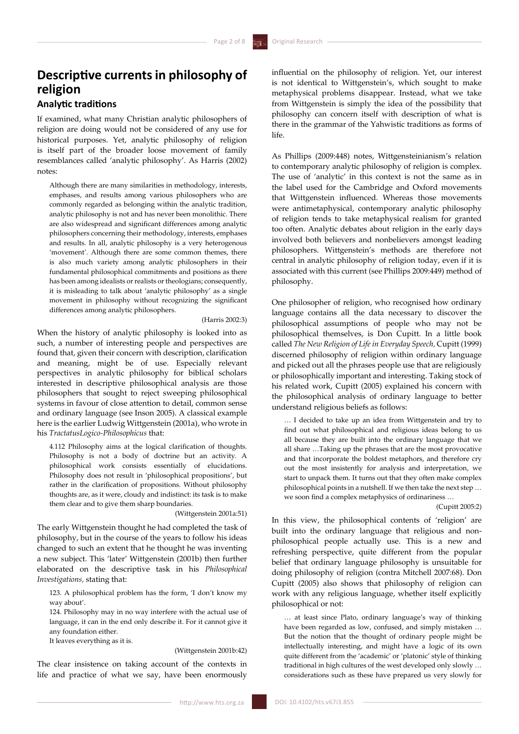## Descriptive currents in philosophy of religion

### Analytic traditions

If examined, what many Christian analytic philosophers of religion are doing would not be considered of any use for historical purposes. Yet, analytic philosophy of religion is itself part of the broader loose movement of family resemblances called 'analytic philosophy'. As Harris (2002) notes:

> Although there are many similarities in methodology, interests, emphases, and results among various philosophers who are commonly regarded as belonging within the analytic tradition, analytic philosophy is not and has never been monolithic. There are also widespread and significant differences among analytic philosophers concerning their methodology, interests, emphases and results. In all, analytic philosophy is a very heterogenous 'movement'. Although there are some common themes, there is also much variety among analytic philosophers in their fundamental philosophical commitments and positions as there has been among idealists or realists or theologians; consequently, it is misleading to talk about 'analytic philosophy' as a single movement in philosophy without recognizing the significant differences among analytic philosophers.
>
> (Harris 2002:3)

When the history of analytic philosophy is looked into as such, a number of interesting people and perspectives are found that, given their concern with description, clarification and meaning, might be of use. Especially relevant perspectives in analytic philosophy for biblical scholars interested in descriptive philosophical analysis are those philosophers that sought to reject sweeping philosophical systems in favour of close attention to detail, common sense and ordinary language (see Inson 2005). A classical example here is the earlier Ludwig Wittgenstein (2001a), who wrote in his *TractatusLogico-Philosophicus* that:

> 4.112 Philosophy aims at the logical clarification of thoughts. Philosophy is not a body of doctrine but an activity. A philosophical work consists essentially of elucidations. Philosophy does not result in 'philosophical propositions', but rather in the clarification of propositions. Without philosophy thoughts are, as it were, cloudy and indistinct: its task is to make them clear and to give them sharp boundaries.
>
> (Wittgenstein 2001a:51)

The early Wittgenstein thought he had completed the task of philosophy, but in the course of the years to follow his ideas changed to such an extent that he thought he was inventing a new subject. This 'later' Wittgenstein (2001b) then further elaborated on the descriptive task in his *Philosophical Investigations*, stating that:

> 123. A philosophical problem has the form, 'I don't know my way about'.
>
> 124. Philosophy may in no way interfere with the actual use of language, it can in the end only describe it. For it cannot give it any foundation either.
>
> It leaves everything as it is.
>
> (Wittgenstein 2001b:42)

The clear insistence on taking account of the contexts in life and practice of what we say, have been enormously influential on the philosophy of religion. Yet, our interest is not identical to Wittgenstein's, which sought to make metaphysical problems disappear. Instead, what we take from Wittgenstein is simply the idea of the possibility that philosophy can concern itself with description of what is there in the grammar of the Yahwistic traditions as forms of life.

As Phillips (2009:448) notes, Wittgensteinianism's relation to contemporary analytic philosophy of religion is complex. The use of 'analytic' in this context is not the same as in the label used for the Cambridge and Oxford movements that Wittgenstein influenced. Whereas those movements were antimetaphysical, contemporary analytic philosophy of religion tends to take metaphysical realism for granted too often. Analytic debates about religion in the early days involved both believers and nonbelievers amongst leading philosophers. Wittgenstein's methods are therefore not central in analytic philosophy of religion today, even if it is associated with this current (see Phillips 2009:449) method of philosophy.

One philosopher of religion, who recognised how ordinary language contains all the data necessary to discover the philosophical assumptions of people who may not be philosophical themselves, is Don Cupitt. In a little book called *The New Religion of Life in Everyday Speech,* Cupitt (1999) discerned philosophy of religion within ordinary language and picked out all the phrases people use that are religiously or philosophically important and interesting. Taking stock of his related work, Cupitt (2005) explained his concern with the philosophical analysis of ordinary language to better understand religious beliefs as follows:

> … I decided to take up an idea from Wittgenstein and try to find out what philosophical and religious ideas belong to us all because they are built into the ordinary language that we all share …Taking up the phrases that are the most provocative and that incorporate the boldest metaphors, and therefore cry out the most insistently for analysis and interpretation, we start to unpack them. It turns out that they often make complex philosophical points in a nutshell. If we then take the next step … we soon find a complex metaphysics of ordinariness …
>
> (Cupitt 2005:2)

In this view, the philosophical contents of 'religion' are built into the ordinary language that religious and non-philosophical people actually use. This is a new and refreshing perspective, quite different from the popular belief that ordinary language philosophy is unsuitable for doing philosophy of religion (contra Mitchell 2007:68). Don Cupitt (2005) also shows that philosophy of religion can work with any religious language, whether itself explicitly philosophical or not:

> … at least since Plato, ordinary language's way of thinking have been regarded as low, confused, and simply mistaken … But the notion that the thought of ordinary people might be intellectually interesting, and might have a logic of its own quite different from the 'academic' or 'platonic' style of thinking traditional in high cultures of the west developed only slowly … considerations such as these have prepared us very slowly for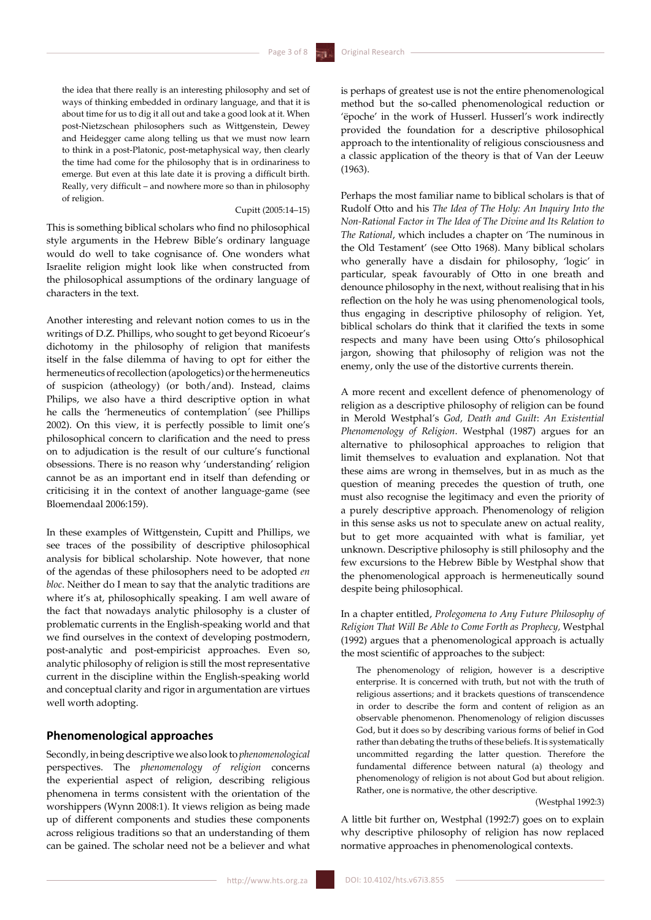> the idea that there really is an interesting philosophy and set of ways of thinking embedded in ordinary language, and that it is about time for us to dig it all out and take a good look at it. When post-Nietzschean philosophers such as Wittgenstein, Dewey and Heidegger came along telling us that we must now learn to think in a post-Platonic, post-metaphysical way, then clearly the time had come for the philosophy that is in ordinariness to emerge. But even at this late date it is proving a difficult birth. Really, very difficult – and nowhere more so than in philosophy of religion.
>
> Cupitt (2005:14–15)

This is something biblical scholars who find no philosophical style arguments in the Hebrew Bible's ordinary language would do well to take cognisance of. One wonders what Israelite religion might look like when constructed from the philosophical assumptions of the ordinary language of characters in the text.

Another interesting and relevant notion comes to us in the writings of D.Z. Phillips, who sought to get beyond Ricoeur's dichotomy in the philosophy of religion that manifests itself in the false dilemma of having to opt for either the hermeneutics of recollection (apologetics) or the hermeneutics of suspicion (atheology) (or both/and). Instead, claims Philips, we also have a third descriptive option in what he calls the 'hermeneutics of contemplation' (see Phillips 2002). On this view, it is perfectly possible to limit one's philosophical concern to clarification and the need to press on to adjudication is the result of our culture's functional obsessions. There is no reason why 'understanding' religion cannot be as an important end in itself than defending or criticising it in the context of another language-game (see Bloemendaal 2006:159).

In these examples of Wittgenstein, Cupitt and Phillips, we see traces of the possibility of descriptive philosophical analysis for biblical scholarship. Note however, that none of the agendas of these philosophers need to be adopted *en bloc*. Neither do I mean to say that the analytic traditions are where it's at, philosophically speaking. I am well aware of the fact that nowadays analytic philosophy is a cluster of problematic currents in the English-speaking world and that we find ourselves in the context of developing postmodern, post-analytic and post-empiricist approaches. Even so, analytic philosophy of religion is still the most representative current in the discipline within the English-speaking world and conceptual clarity and rigor in argumentation are virtues well worth adopting.

## Phenomenological approaches

Secondly, in being descriptive we also look to *phenomenological* perspectives. The *phenomenology of religion* concerns the experiential aspect of religion, describing religious phenomena in terms consistent with the orientation of the worshippers (Wynn 2008:1). It views religion as being made up of different components and studies these components across religious traditions so that an understanding of them can be gained. The scholar need not be a believer and what is perhaps of greatest use is not the entire phenomenological method but the so-called phenomenological reduction or 'ëpoche' in the work of Husserl. Husserl's work indirectly provided the foundation for a descriptive philosophical approach to the intentionality of religious consciousness and a classic application of the theory is that of Van der Leeuw (1963).

Perhaps the most familiar name to biblical scholars is that of Rudolf Otto and his *The Idea of The Holy: An Inquiry Into the Non-Rational Factor in The Idea of The Divine and Its Relation to The Rational*, which includes a chapter on 'The numinous in the Old Testament' (see Otto 1968). Many biblical scholars who generally have a disdain for philosophy, 'logic' in particular, speak favourably of Otto in one breath and denounce philosophy in the next, without realising that in his reflection on the holy he was using phenomenological tools, thus engaging in descriptive philosophy of religion. Yet, biblical scholars do think that it clarified the texts in some respects and many have been using Otto's philosophical jargon, showing that philosophy of religion was not the enemy, only the use of the distortive currents therein.

A more recent and excellent defence of phenomenology of religion as a descriptive philosophy of religion can be found in Merold Westphal's *God, Death and Guilt*: *An Existential Phenomenology of Religion*. Westphal (1987) argues for an alternative to philosophical approaches to religion that limit themselves to evaluation and explanation. Not that these aims are wrong in themselves, but in as much as the question of meaning precedes the question of truth, one must also recognise the legitimacy and even the priority of a purely descriptive approach. Phenomenology of religion in this sense asks us not to speculate anew on actual reality, but to get more acquainted with what is familiar, yet unknown. Descriptive philosophy is still philosophy and the few excursions to the Hebrew Bible by Westphal show that the phenomenological approach is hermeneutically sound despite being philosophical.

In a chapter entitled, *Prolegomena to Any Future Philosophy of Religion That Will Be Able to Come Forth as Prophecy,* Westphal (1992) argues that a phenomenological approach is actually the most scientific of approaches to the subject:

> The phenomenology of religion, however is a descriptive enterprise. It is concerned with truth, but not with the truth of religious assertions; and it brackets questions of transcendence in order to describe the form and content of religion as an observable phenomenon. Phenomenology of religion discusses God, but it does so by describing various forms of belief in God rather than debating the truths of these beliefs. It is systematically uncommitted regarding the latter question. Therefore the fundamental difference between natural (a) theology and phenomenology of religion is not about God but about religion. Rather, one is normative, the other descriptive.
>
> (Westphal 1992:3)

A little bit further on, Westphal (1992:7) goes on to explain why descriptive philosophy of religion has now replaced normative approaches in phenomenological contexts.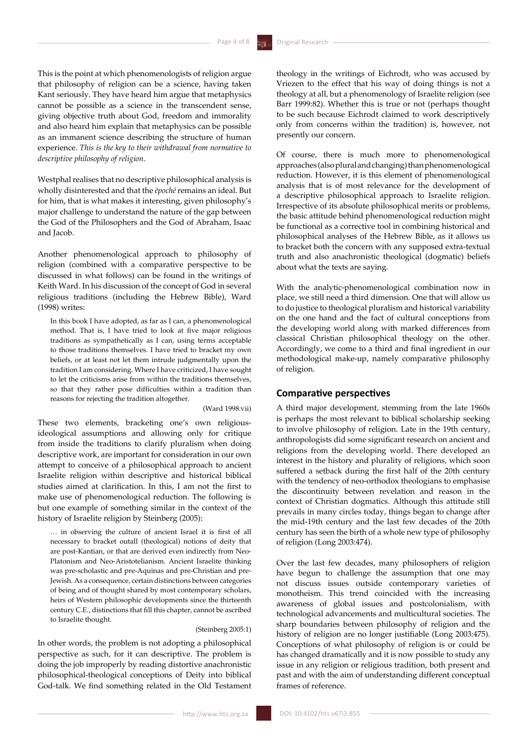This is the point at which phenomenologists of religion argue that philosophy of religion can be a science, having taken Kant seriously. They have heard him argue that metaphysics cannot be possible as a science in the transcendent sense, giving objective truth about God, freedom and immorality and also heard him explain that metaphysics can be possible as an immanent science describing the structure of human experience. *This is the key to their withdrawal from normative to descriptive philosophy of religion*.

Westphal realises that no descriptive philosophical analysis is wholly disinterested and that the *ěpoché* remains an ideal. But for him, that is what makes it interesting, given philosophy's major challenge to understand the nature of the gap between the God of the Philosophers and the God of Abraham, Isaac and Jacob.

Another phenomenological approach to philosophy of religion (combined with a comparative perspective to be discussed in what follows) can be found in the writings of Keith Ward. In his discussion of the concept of God in several religious traditions (including the Hebrew Bible), Ward (1998) writes:

> In this book I have adopted, as far as I can, a phenomenological method. That is, I have tried to look at five major religious traditions as sympathetically as I can, using terms acceptable to those traditions themselves. I have tried to bracket my own beliefs, or at least not let them intrude judgmentally upon the tradition I am considering. Where I have criticized, I have sought to let the criticisms arise from within the traditions themselves, so that they rather pose difficulties within a tradition than reasons for rejecting the tradition altogether.
>
> (Ward 1998:vii)

These two elements, bracketing one's own religious-ideological assumptions and allowing only for critique from inside the traditions to clarify pluralism when doing descriptive work, are important for consideration in our own attempt to conceive of a philosophical approach to ancient Israelite religion within descriptive and historical biblical studies aimed at clarification. In this, I am not the first to make use of phenomenological reduction. The following is but one example of something similar in the context of the history of Israelite religion by Steinberg (2005):

> … in observing the culture of ancient Israel it is first of all necessary to bracket outall (theological) notions of deity that are post-Kantian, or that are derived even indirectly from Neo-Platonism and Neo-Aristotelianism. Ancient Israelite thinking was pre-scholastic and pre-Aquinas and pre-Christian and pre-Jewish. As a consequence, certain distinctions between categories of being and of thought shared by most contemporary scholars, heirs of Western philosophic developments since the thirteenth century C.E., distinctions that fill this chapter, cannot be ascribed to Israelite thought.
>
> (Steinberg 2005:1)

In other words, the problem is not adopting a philosophical perspective as such, for it can descriptive. The problem is doing the job improperly by reading distortive anachronistic philosophical-theological conceptions of Deity into biblical God-talk. We find something related in the Old Testament theology in the writings of Eichrodt, who was accused by Vriezen to the effect that his way of doing things is not a theology at all, but a phenomenology of Israelite religion (see Barr 1999:82). Whether this is true or not (perhaps thought to be such because Eichrodt claimed to work descriptively only from concerns within the tradition) is, however, not presently our concern.

Of course, there is much more to phenomenological approaches (also plural and changing) than phenomenological reduction. However, it is this element of phenomenological analysis that is of most relevance for the development of a descriptive philosophical approach to Israelite religion. Irrespective of its absolute philosophical merits or problems, the basic attitude behind phenomenological reduction might be functional as a corrective tool in combining historical and philosophical analyses of the Hebrew Bible, as it allows us to bracket both the concern with any supposed extra-textual truth and also anachronistic theological (dogmatic) beliefs about what the texts are saying.

With the analytic-phenomenological combination now in place, we still need a third dimension. One that will allow us to do justice to theological pluralism and historical variability on the one hand and the fact of cultural conceptions from the developing world along with marked differences from classical Christian philosophical theology on the other. Accordingly, we come to a third and final ingredient in our methodological make-up, namely comparative philosophy of religion.

## Comparative perspectives

A third major development, stemming from the late 1960s is perhaps the most relevant to biblical scholarship seeking to involve philosophy of religion. Late in the 19th century, anthropologists did some significant research on ancient and religions from the developing world. There developed an interest in the history and plurality of religions, which soon suffered a setback during the first half of the 20th century with the tendency of neo-orthodox theologians to emphasise the discontinuity between revelation and reason in the context of Christian dogmatics. Although this attitude still prevails in many circles today, things began to change after the mid-19th century and the last few decades of the 20th century has seen the birth of a whole new type of philosophy of religion (Long 2003:474).

Over the last few decades, many philosophers of religion have begun to challenge the assumption that one may not discuss issues outside contemporary varieties of monotheism. This trend coincided with the increasing awareness of global issues and postcolonialism, with technological advancements and multicultural societies. The sharp boundaries between philosophy of religion and the history of religion are no longer justifiable (Long 2003:475). Conceptions of what philosophy of religion is or could be has changed dramatically and it is now possible to study any issue in any religion or religious tradition, both present and past and with the aim of understanding different conceptual frames of reference.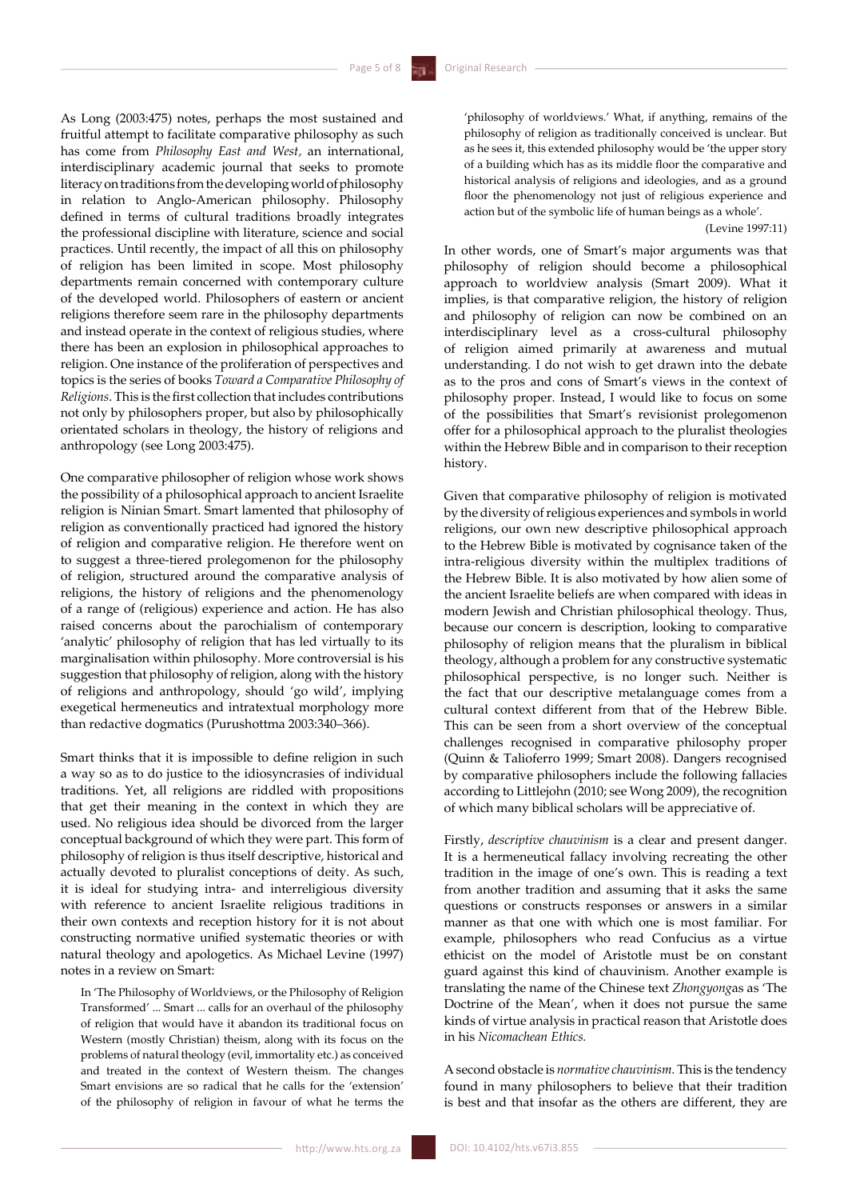As Long (2003:475) notes, perhaps the most sustained and fruitful attempt to facilitate comparative philosophy as such has come from *Philosophy East and West,* an international, interdisciplinary academic journal that seeks to promote literacy on traditions from the developing world of philosophy in relation to Anglo-American philosophy. Philosophy defined in terms of cultural traditions broadly integrates the professional discipline with literature, science and social practices. Until recently, the impact of all this on philosophy of religion has been limited in scope. Most philosophy departments remain concerned with contemporary culture of the developed world. Philosophers of eastern or ancient religions therefore seem rare in the philosophy departments and instead operate in the context of religious studies, where there has been an explosion in philosophical approaches to religion. One instance of the proliferation of perspectives and topics is the series of books *Toward a Comparative Philosophy of Religions*. This is the first collection that includes contributions not only by philosophers proper, but also by philosophically orientated scholars in theology, the history of religions and anthropology (see Long 2003:475).

One comparative philosopher of religion whose work shows the possibility of a philosophical approach to ancient Israelite religion is Ninian Smart. Smart lamented that philosophy of religion as conventionally practiced had ignored the history of religion and comparative religion. He therefore went on to suggest a three-tiered prolegomenon for the philosophy of religion, structured around the comparative analysis of religions, the history of religions and the phenomenology of a range of (religious) experience and action. He has also raised concerns about the parochialism of contemporary 'analytic' philosophy of religion that has led virtually to its marginalisation within philosophy. More controversial is his suggestion that philosophy of religion, along with the history of religions and anthropology, should 'go wild', implying exegetical hermeneutics and intratextual morphology more than redactive dogmatics (Purushottma 2003:340–366).

Smart thinks that it is impossible to define religion in such a way so as to do justice to the idiosyncracies of individual traditions. Yet, all religions are riddled with propositions that get their meaning in the context in which they are used. No religious idea should be divorced from the larger conceptual background of which they were part. This form of philosophy of religion is thus itself descriptive, historical and actually devoted to pluralist conceptions of deity. As such, it is ideal for studying intra- and interreligious diversity with reference to ancient Israelite religious traditions in their own contexts and reception history for it is not about constructing normative unified systematic theories or with natural theology and apologetics. As Michael Levine (1997) notes in a review on Smart:

> In 'The Philosophy of Worldviews, or the Philosophy of Religion Transformed' ... Smart ... calls for an overhaul of the philosophy of religion that would have it abandon its traditional focus on Western (mostly Christian) theism, along with its focus on the problems of natural theology (evil, immortality etc.) as conceived and treated in the context of Western theism. The changes Smart envisions are so radical that he calls for the 'extension' of the philosophy of religion in favour of what he terms the 'philosophy of worldviews.' What, if anything, remains of the philosophy of religion as traditionally conceived is unclear. But as he sees it, this extended philosophy would be 'the upper story of a building which has as its middle floor the comparative and historical analysis of religions and ideologies, and as a ground floor the phenomenology not just of religious experience and action but of the symbolic life of human beings as a whole'. (Levine 1997:11)

In other words, one of Smart's major arguments was that philosophy of religion should become a philosophical approach to worldview analysis (Smart 2009). What it implies, is that comparative religion, the history of religion and philosophy of religion can now be combined on an interdisciplinary level as a cross-cultural philosophy of religion aimed primarily at awareness and mutual understanding. I do not wish to get drawn into the debate as to the pros and cons of Smart's views in the context of philosophy proper. Instead, I would like to focus on some of the possibilities that Smart's revisionist prolegomenon offer for a philosophical approach to the pluralist theologies within the Hebrew Bible and in comparison to their reception history.

Given that comparative philosophy of religion is motivated by the diversity of religious experiences and symbols in world religions, our own new descriptive philosophical approach to the Hebrew Bible is motivated by cognisance taken of the intra-religious diversity within the multiplex traditions of the Hebrew Bible. It is also motivated by how alien some of the ancient Israelite beliefs are when compared with ideas in modern Jewish and Christian philosophical theology. Thus, because our concern is description, looking to comparative philosophy of religion means that the pluralism in biblical theology, although a problem for any constructive systematic philosophical perspective, is no longer such. Neither is the fact that our descriptive metalanguage comes from a cultural context different from that of the Hebrew Bible. This can be seen from a short overview of the conceptual challenges recognised in comparative philosophy proper (Quinn & Talioferro 1999; Smart 2008). Dangers recognised by comparative philosophers include the following fallacies according to Littlejohn (2010; see Wong 2009), the recognition of which many biblical scholars will be appreciative of.

Firstly, *descriptive chauvinism* is a clear and present danger. It is a hermeneutical fallacy involving recreating the other tradition in the image of one's own. This is reading a text from another tradition and assuming that it asks the same questions or constructs responses or answers in a similar manner as that one with which one is most familiar. For example, philosophers who read Confucius as a virtue ethicist on the model of Aristotle must be on constant guard against this kind of chauvinism. Another example is translating the name of the Chinese text *Zhongyong*as as 'The Doctrine of the Mean', when it does not pursue the same kinds of virtue analysis in practical reason that Aristotle does in his *Nicomachean Ethics.*

A second obstacle is *normative chauvinism.* This is the tendency found in many philosophers to believe that their tradition is best and that insofar as the others are different, they are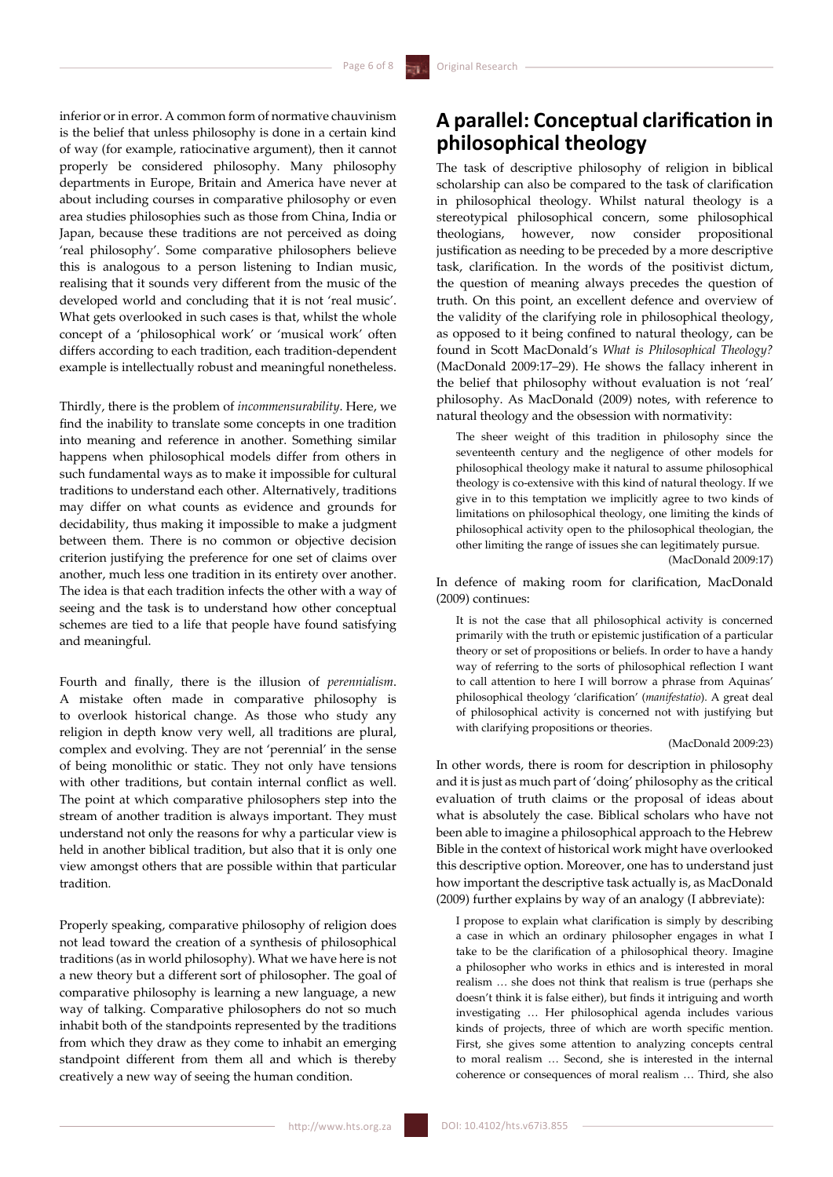inferior or in error. A common form of normative chauvinism is the belief that unless philosophy is done in a certain kind of way (for example, ratiocinative argument), then it cannot properly be considered philosophy. Many philosophy departments in Europe, Britain and America have never at about including courses in comparative philosophy or even area studies philosophies such as those from China, India or Japan, because these traditions are not perceived as doing 'real philosophy'. Some comparative philosophers believe this is analogous to a person listening to Indian music, realising that it sounds very different from the music of the developed world and concluding that it is not 'real music'. What gets overlooked in such cases is that, whilst the whole concept of a 'philosophical work' or 'musical work' often differs according to each tradition, each tradition-dependent example is intellectually robust and meaningful nonetheless.

Thirdly, there is the problem of *incommensurability*. Here, we find the inability to translate some concepts in one tradition into meaning and reference in another. Something similar happens when philosophical models differ from others in such fundamental ways as to make it impossible for cultural traditions to understand each other. Alternatively, traditions may differ on what counts as evidence and grounds for decidability, thus making it impossible to make a judgment between them. There is no common or objective decision criterion justifying the preference for one set of claims over another, much less one tradition in its entirety over another. The idea is that each tradition infects the other with a way of seeing and the task is to understand how other conceptual schemes are tied to a life that people have found satisfying and meaningful.

Fourth and finally, there is the illusion of *perennialism*. A mistake often made in comparative philosophy is to overlook historical change. As those who study any religion in depth know very well, all traditions are plural, complex and evolving. They are not 'perennial' in the sense of being monolithic or static. They not only have tensions with other traditions, but contain internal conflict as well. The point at which comparative philosophers step into the stream of another tradition is always important. They must understand not only the reasons for why a particular view is held in another biblical tradition, but also that it is only one view amongst others that are possible within that particular tradition.

Properly speaking, comparative philosophy of religion does not lead toward the creation of a synthesis of philosophical traditions (as in world philosophy). What we have here is not a new theory but a different sort of philosopher. The goal of comparative philosophy is learning a new language, a new way of talking. Comparative philosophers do not so much inhabit both of the standpoints represented by the traditions from which they draw as they come to inhabit an emerging standpoint different from them all and which is thereby creatively a new way of seeing the human condition.

## A parallel: Conceptual clarification in philosophical theology

The task of descriptive philosophy of religion in biblical scholarship can also be compared to the task of clarification in philosophical theology. Whilst natural theology is a stereotypical philosophical concern, some philosophical theologians, however, now consider propositional justification as needing to be preceded by a more descriptive task, clarification. In the words of the positivist dictum, the question of meaning always precedes the question of truth. On this point, an excellent defence and overview of the validity of the clarifying role in philosophical theology, as opposed to it being confined to natural theology, can be found in Scott MacDonald's *What is Philosophical Theology?* (MacDonald 2009:17–29). He shows the fallacy inherent in the belief that philosophy without evaluation is not 'real' philosophy. As MacDonald (2009) notes, with reference to natural theology and the obsession with normativity:

> The sheer weight of this tradition in philosophy since the seventeenth century and the negligence of other models for philosophical theology make it natural to assume philosophical theology is co-extensive with this kind of natural theology. If we give in to this temptation we implicitly agree to two kinds of limitations on philosophical theology, one limiting the kinds of philosophical activity open to the philosophical theologian, the other limiting the range of issues she can legitimately pursue. (MacDonald 2009:17)

In defence of making room for clarification, MacDonald (2009) continues:

> It is not the case that all philosophical activity is concerned primarily with the truth or epistemic justification of a particular theory or set of propositions or beliefs. In order to have a handy way of referring to the sorts of philosophical reflection I want to call attention to here I will borrow a phrase from Aquinas' philosophical theology 'clarification' (*manifestatio*). A great deal of philosophical activity is concerned not with justifying but with clarifying propositions or theories. (MacDonald 2009:23)

In other words, there is room for description in philosophy and it is just as much part of 'doing' philosophy as the critical evaluation of truth claims or the proposal of ideas about what is absolutely the case. Biblical scholars who have not been able to imagine a philosophical approach to the Hebrew Bible in the context of historical work might have overlooked this descriptive option. Moreover, one has to understand just how important the descriptive task actually is, as MacDonald (2009) further explains by way of an analogy (I abbreviate):

> I propose to explain what clarification is simply by describing a case in which an ordinary philosopher engages in what I take to be the clarification of a philosophical theory. Imagine a philosopher who works in ethics and is interested in moral realism … she does not think that realism is true (perhaps she doesn't think it is false either), but finds it intriguing and worth investigating … Her philosophical agenda includes various kinds of projects, three of which are worth specific mention. First, she gives some attention to analyzing concepts central to moral realism … Second, she is interested in the internal coherence or consequences of moral realism … Third, she also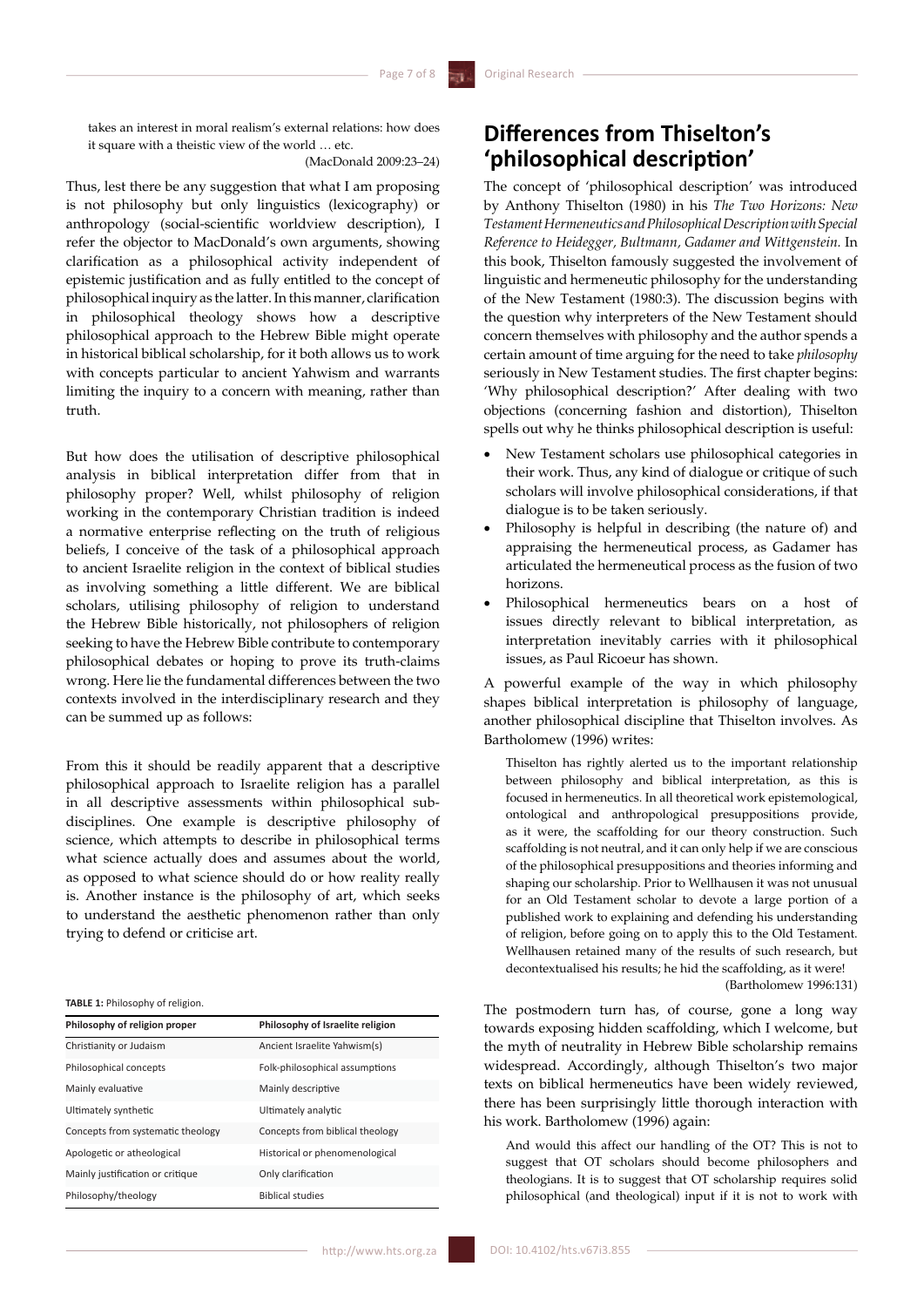takes an interest in moral realism's external relations: how does it square with a theistic view of the world … etc. (MacDonald 2009:23–24)

Thus, lest there be any suggestion that what I am proposing is not philosophy but only linguistics (lexicography) or anthropology (social-scientific worldview description), I refer the objector to MacDonald's own arguments, showing clarification as a philosophical activity independent of epistemic justification and as fully entitled to the concept of philosophical inquiry as the latter. In this manner, clarification in philosophical theology shows how a descriptive philosophical approach to the Hebrew Bible might operate in historical biblical scholarship, for it both allows us to work with concepts particular to ancient Yahwism and warrants limiting the inquiry to a concern with meaning, rather than truth.

But how does the utilisation of descriptive philosophical analysis in biblical interpretation differ from that in philosophy proper? Well, whilst philosophy of religion working in the contemporary Christian tradition is indeed a normative enterprise reflecting on the truth of religious beliefs, I conceive of the task of a philosophical approach to ancient Israelite religion in the context of biblical studies as involving something a little different. We are biblical scholars, utilising philosophy of religion to understand the Hebrew Bible historically, not philosophers of religion seeking to have the Hebrew Bible contribute to contemporary philosophical debates or hoping to prove its truth-claims wrong. Here lie the fundamental differences between the two contexts involved in the interdisciplinary research and they can be summed up as follows:

**TABLE 1:** Philosophy of religion.

| Philosophy of religion proper | Philosophy of Israelite religion |
|---|---|
| Christianity or Judaism | Ancient Israelite Yahwism(s) |
| Philosophical concepts | Folk-philosophical assumptions |
| Mainly evaluative | Mainly descriptive |
| Ultimately synthetic | Ultimately analytic |
| Concepts from systematic theology | Concepts from biblical theology |
| Apologetic or atheological | Historical or phenomenological |
| Mainly justification or critique | Only clarification |
| Philosophy/theology | Biblical studies |

From this it should be readily apparent that a descriptive philosophical approach to Israelite religion has a parallel in all descriptive assessments within philosophical sub-disciplines. One example is descriptive philosophy of science, which attempts to describe in philosophical terms what science actually does and assumes about the world, as opposed to what science should do or how reality really is. Another instance is the philosophy of art, which seeks to understand the aesthetic phenomenon rather than only trying to defend or criticise art.

## Differences from Thiselton's 'philosophical description'

The concept of 'philosophical description' was introduced by Anthony Thiselton (1980) in his *The Two Horizons: New Testament Hermeneutics and Philosophical Description with Special Reference to Heidegger, Bultmann, Gadamer and Wittgenstein.* In this book, Thiselton famously suggested the involvement of linguistic and hermeneutic philosophy for the understanding of the New Testament (1980:3). The discussion begins with the question why interpreters of the New Testament should concern themselves with philosophy and the author spends a certain amount of time arguing for the need to take *philosophy* seriously in New Testament studies. The first chapter begins: 'Why philosophical description?' After dealing with two objections (concerning fashion and distortion), Thiselton spells out why he thinks philosophical description is useful:

- New Testament scholars use philosophical categories in their work. Thus, any kind of dialogue or critique of such scholars will involve philosophical considerations, if that dialogue is to be taken seriously.
- Philosophy is helpful in describing (the nature of) and appraising the hermeneutical process, as Gadamer has articulated the hermeneutical process as the fusion of two horizons.
- Philosophical hermeneutics bears on a host of issues directly relevant to biblical interpretation, as interpretation inevitably carries with it philosophical issues, as Paul Ricoeur has shown.

A powerful example of the way in which philosophy shapes biblical interpretation is philosophy of language, another philosophical discipline that Thiselton involves. As Bartholomew (1996) writes:

> Thiselton has rightly alerted us to the important relationship between philosophy and biblical interpretation, as this is focused in hermeneutics. In all theoretical work epistemological, ontological and anthropological presuppositions provide, as it were, the scaffolding for our theory construction. Such scaffolding is not neutral, and it can only help if we are conscious of the philosophical presuppositions and theories informing and shaping our scholarship. Prior to Wellhausen it was not unusual for an Old Testament scholar to devote a large portion of a published work to explaining and defending his understanding of religion, before going on to apply this to the Old Testament. Wellhausen retained many of the results of such research, but decontextualised his results; he hid the scaffolding, as it were! (Bartholomew 1996:131)

The postmodern turn has, of course, gone a long way towards exposing hidden scaffolding, which I welcome, but the myth of neutrality in Hebrew Bible scholarship remains widespread. Accordingly, although Thiselton's two major texts on biblical hermeneutics have been widely reviewed, there has been surprisingly little thorough interaction with his work. Bartholomew (1996) again:

> And would this affect our handling of the OT? This is not to suggest that OT scholars should become philosophers and theologians. It is to suggest that OT scholarship requires solid philosophical (and theological) input if it is not to work with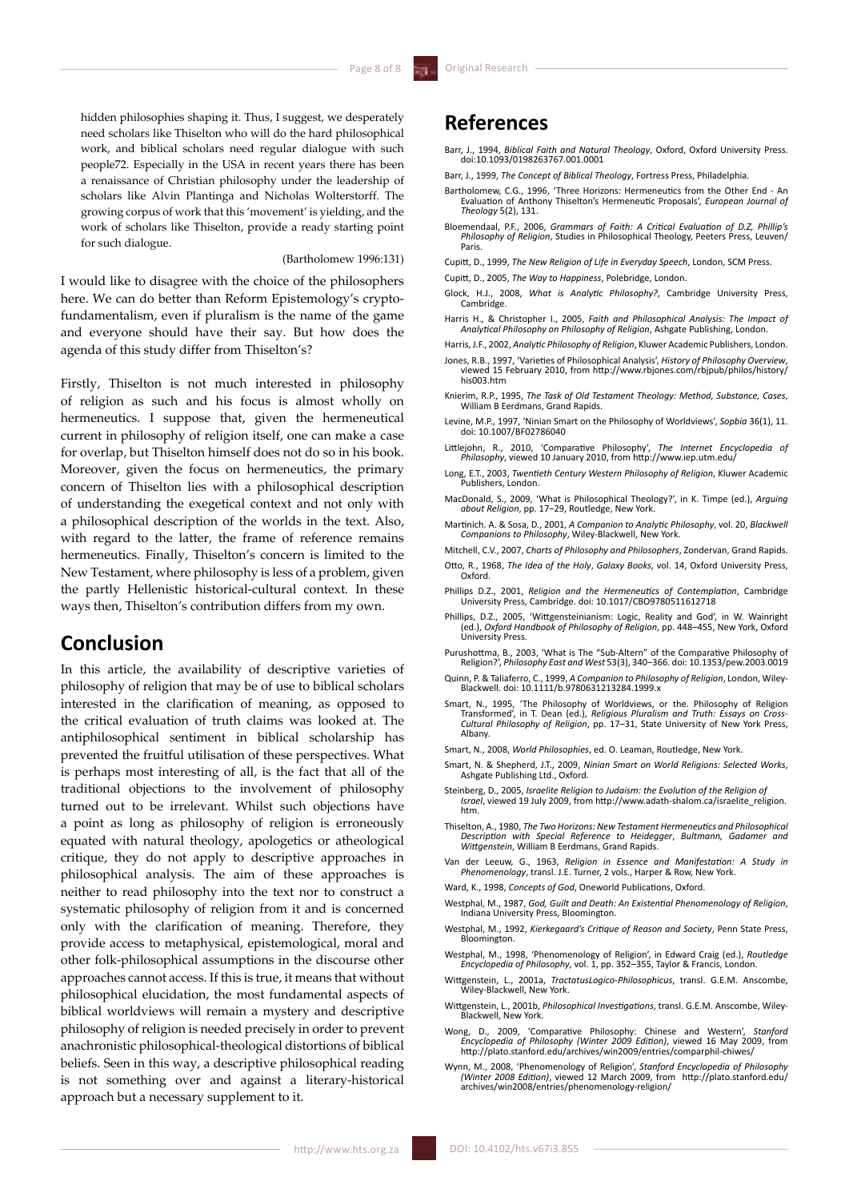hidden philosophies shaping it. Thus, I suggest, we desperately need scholars like Thiselton who will do the hard philosophical work, and biblical scholars need regular dialogue with such people72. Especially in the USA in recent years there has been a renaissance of Christian philosophy under the leadership of scholars like Alvin Plantinga and Nicholas Wolterstorff. The growing corpus of work that this 'movement' is yielding, and the work of scholars like Thiselton, provide a ready starting point for such dialogue.

(Bartholomew 1996:131)

I would like to disagree with the choice of the philosophers here. We can do better than Reform Epistemology's crypto-fundamentalism, even if pluralism is the name of the game and everyone should have their say. But how does the agenda of this study differ from Thiselton's?

Firstly, Thiselton is not much interested in philosophy of religion as such and his focus is almost wholly on hermeneutics. I suppose that, given the hermeneutical current in philosophy of religion itself, one can make a case for overlap, but Thiselton himself does not do so in his book. Moreover, given the focus on hermeneutics, the primary concern of Thiselton lies with a philosophical description of understanding the exegetical context and not only with a philosophical description of the worlds in the text. Also, with regard to the latter, the frame of reference remains hermeneutics. Finally, Thiselton's concern is limited to the New Testament, where philosophy is less of a problem, given the partly Hellenistic historical-cultural context. In these ways then, Thiselton's contribution differs from my own.

## Conclusion

In this article, the availability of descriptive varieties of philosophy of religion that may be of use to biblical scholars interested in the clarification of meaning, as opposed to the critical evaluation of truth claims was looked at. The antiphilosophical sentiment in biblical scholarship has prevented the fruitful utilisation of these perspectives. What is perhaps most interesting of all, is the fact that all of the traditional objections to the involvement of philosophy turned out to be irrelevant. Whilst such objections have a point as long as philosophy of religion is erroneously equated with natural theology, apologetics or atheological critique, they do not apply to descriptive approaches in philosophical analysis. The aim of these approaches is neither to read philosophy into the text nor to construct a systematic philosophy of religion from it and is concerned only with the clarification of meaning. Therefore, they provide access to metaphysical, epistemological, moral and other folk-philosophical assumptions in the discourse other approaches cannot access. If this is true, it means that without philosophical elucidation, the most fundamental aspects of biblical worldviews will remain a mystery and descriptive philosophy of religion is needed precisely in order to prevent anachronistic philosophical-theological distortions of biblical beliefs. Seen in this way, a descriptive philosophical reading is not something over and against a literary-historical approach but a necessary supplement to it.

## References

Barr, J., 1994, *Biblical Faith and Natural Theology*, Oxford, Oxford University Press. doi:10.1093/0198263767.001.0001

Barr, J., 1999, *The Concept of Biblical Theology*, Fortress Press, Philadelphia.

Bartholomew, C.G., 1996, 'Three Horizons: Hermeneutics from the Other End - An Evaluation of Anthony Thiselton's Hermeneutic Proposals', *European Journal of Theology* 5(2), 131.

Bloemendaal, P.F., 2006, *Grammars of Faith: A Critical Evaluation of D.Z, Phillip's Philosophy of Religion*, Studies in Philosophical Theology, Peeters Press, Leuven/Paris.

Cupitt, D., 1999, *The New Religion of Life in Everyday Speech*, London, SCM Press.

Cupitt, D., 2005, *The Way to Happiness*, Polebridge, London.

Glock, H.J., 2008, *What is Analytic Philosophy?*, Cambridge University Press, Cambridge.

Harris H., & Christopher I., 2005, *Faith and Philosophical Analysis: The Impact of Analytical Philosophy on Philosophy of Religion*, Ashgate Publishing, London.

Harris, J.F., 2002, *Analytic Philosophy of Religion*, Kluwer Academic Publishers, London.

Jones, R.B., 1997, 'Varieties of Philosophical Analysis', *History of Philosophy Overview*, viewed 15 February 2010, from http://www.rbjones.com/rbjpub/philos/history/his003.htm

Knierim, R.P., 1995, *The Task of Old Testament Theology: Method, Substance, Cases*, William B Eerdmans, Grand Rapids.

Levine, M.P., 1997, 'Ninian Smart on the Philosophy of Worldviews', *Sopbia* 36(1), 11. doi: 10.1007/BF02786040

Littlejohn, R., 2010, 'Comparative Philosophy', *The Internet Encyclopedia of Philosophy*, viewed 10 January 2010, from http://www.iep.utm.edu/

Long, E.T., 2003, *Twentieth Century Western Philosophy of Religion*, Kluwer Academic Publishers, London.

MacDonald, S., 2009, 'What is Philosophical Theology?', in K. Timpe (ed.), *Arguing about Religion*, pp. 17–29, Routledge, New York.

Martinich. A. & Sosa, D., 2001, *A Companion to Analytic Philosophy*, vol. 20, *Blackwell Companions to Philosophy*, Wiley-Blackwell, New York.

Mitchell, C.V., 2007, *Charts of Philosophy and Philosophers*, Zondervan, Grand Rapids.

Otto, R., 1968, *The Idea of the Holy*, *Galaxy Books*, vol. 14, Oxford University Press, Oxford.

Phillips D.Z., 2001, *Religion and the Hermeneutics of Contemplation*, Cambridge University Press, Cambridge. doi: 10.1017/CBO9780511612718

Phillips, D.Z., 2005, 'Wittgensteinianism: Logic, Reality and God', in W. Wainright (ed.), *Oxford Handbook of Philosophy of Religion*, pp. 448–455, New York, Oxford University Press.

Purushottma, B., 2003, 'What is The "Sub-Altern" of the Comparative Philosophy of Religion?', *Philosophy East and West* 53(3), 340–366. doi: 10.1353/pew.2003.0019

Quinn, P. & Taliaferro, C., 1999, *A Companion to Philosophy of Religion*, London, Wiley-Blackwell. doi: 10.1111/b.9780631213284.1999.x

Smart, N., 1995, 'The Philosophy of Worldviews, or the. Philosophy of Religion Transformed', in T. Dean (ed.), *Religious Pluralism and Truth: Essays on Cross-Cultural Philosophy of Religion*, pp. 17–31, State University of New York Press, Albany.

Smart, N., 2008, *World Philosophies*, ed. O. Leaman, Routledge, New York.

Smart, N. & Shepherd, J.T., 2009, *Ninian Smart on World Religions: Selected Works*, Ashgate Publishing Ltd., Oxford.

Steinberg, D., 2005, *Israelite Religion to Judaism: the Evolution of the Religion of Israel*, viewed 19 July 2009, from http://www.adath-shalom.ca/israelite_religion.htm.

Thiselton, A., 1980, *The Two Horizons: New Testament Hermeneutics and Philosophical Description with Special Reference to Heidegger, Bultmann, Gadamer and Wittgenstein*, William B Eerdmans, Grand Rapids.

Van der Leeuw, G., 1963, *Religion in Essence and Manifestation: A Study in Phenomenology*, transl. J.E. Turner, 2 vols., Harper & Row, New York.

Ward, K., 1998, *Concepts of God*, Oneworld Publications, Oxford.

Westphal, M., 1987, *God, Guilt and Death: An Existential Phenomenology of Religion*, Indiana University Press, Bloomington.

Westphal, M., 1992, *Kierkegaard's Critique of Reason and Society*, Penn State Press, Bloomington.

Westphal, M., 1998, 'Phenomenology of Religion', in Edward Craig (ed.), *Routledge Encyclopedia of Philosophy*, vol. 1, pp. 352–355, Taylor & Francis, London.

Wittgenstein, L., 2001a, *TractatusLogico-Philosophicus*, transl. G.E.M. Anscombe, Wiley-Blackwell, New York.

Wittgenstein, L., 2001b, *Philosophical Investigations*, transl. G.E.M. Anscombe, Wiley-Blackwell, New York.

Wong, D., 2009, 'Comparative Philosophy: Chinese and Western', *Stanford Encyclopedia of Philosophy (Winter 2009 Edition)*, viewed 16 May 2009, from http://plato.stanford.edu/archives/win2009/entries/comparphil-chiwes/

Wynn, M., 2008, 'Phenomenology of Religion', *Stanford Encyclopedia of Philosophy (Winter 2008 Edition)*, viewed 12 March 2009, from http://plato.stanford.edu/archives/win2008/entries/phenomenology-religion/